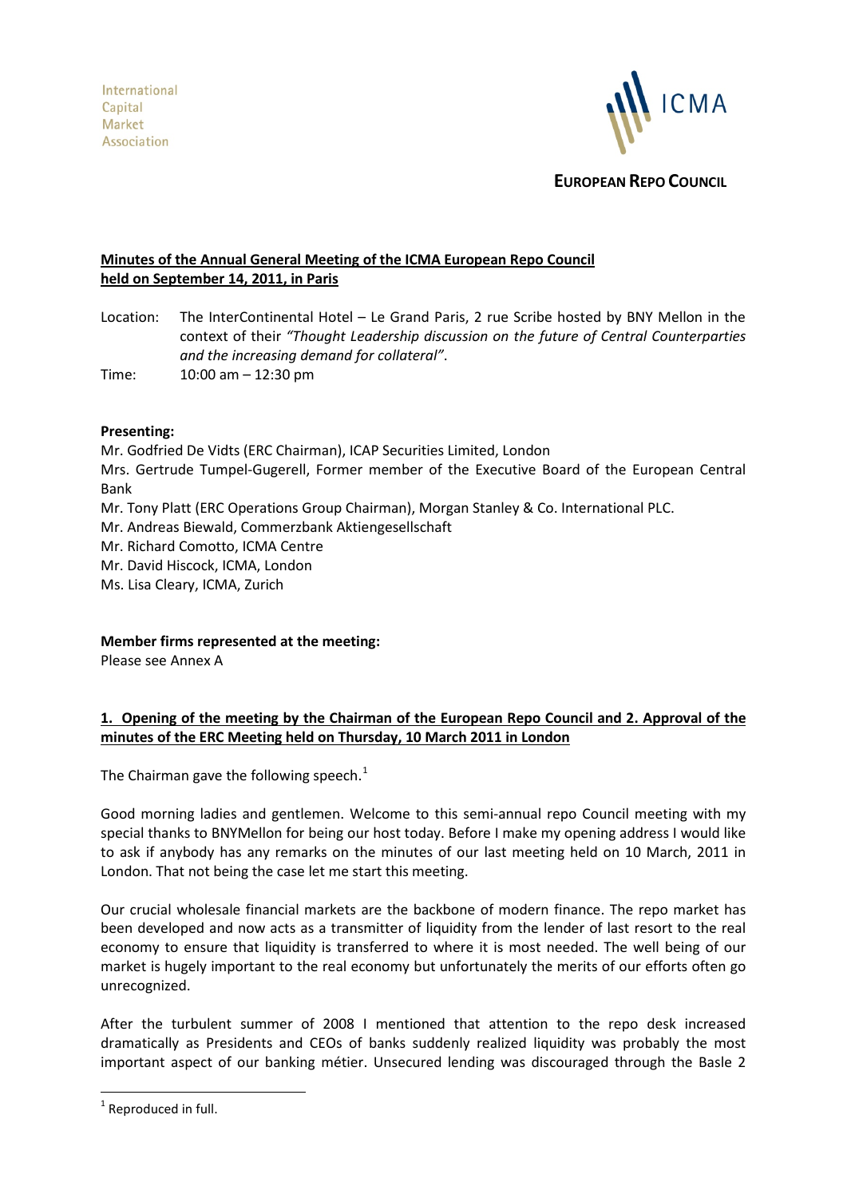International
Capital
Market
Association

ICMA

**EUROPEAN REPO COUNCIL**

**Minutes of the Annual General Meeting of the ICMA European Repo Council held on September 14, 2011, in Paris**

Location: The InterContinental Hotel – Le Grand Paris, 2 rue Scribe hosted by BNY Mellon in the context of their *"Thought Leadership discussion on the future of Central Counterparties and the increasing demand for collateral"*.

Time: 10:00 am – 12:30 pm

**Presenting:**

Mr. Godfried De Vidts (ERC Chairman), ICAP Securities Limited, London

Mrs. Gertrude Tumpel-Gugerell, Former member of the Executive Board of the European Central Bank

Mr. Tony Platt (ERC Operations Group Chairman), Morgan Stanley & Co. International PLC.

Mr. Andreas Biewald, Commerzbank Aktiengesellschaft

Mr. Richard Comotto, ICMA Centre

Mr. David Hiscock, ICMA, London

Ms. Lisa Cleary, ICMA, Zurich

**Member firms represented at the meeting:**

Please see Annex A

## 1. Opening of the meeting by the Chairman of the European Repo Council and 2. Approval of the minutes of the ERC Meeting held on Thursday, 10 March 2011 in London

The Chairman gave the following speech.[1]

Good morning ladies and gentlemen. Welcome to this semi-annual repo Council meeting with my special thanks to BNYMellon for being our host today. Before I make my opening address I would like to ask if anybody has any remarks on the minutes of our last meeting held on 10 March, 2011 in London. That not being the case let me start this meeting.

Our crucial wholesale financial markets are the backbone of modern finance. The repo market has been developed and now acts as a transmitter of liquidity from the lender of last resort to the real economy to ensure that liquidity is transferred to where it is most needed. The well being of our market is hugely important to the real economy but unfortunately the merits of our efforts often go unrecognized.

After the turbulent summer of 2008 I mentioned that attention to the repo desk increased dramatically as Presidents and CEOs of banks suddenly realized liquidity was probably the most important aspect of our banking métier. Unsecured lending was discouraged through the Basle 2

[1] Reproduced in full.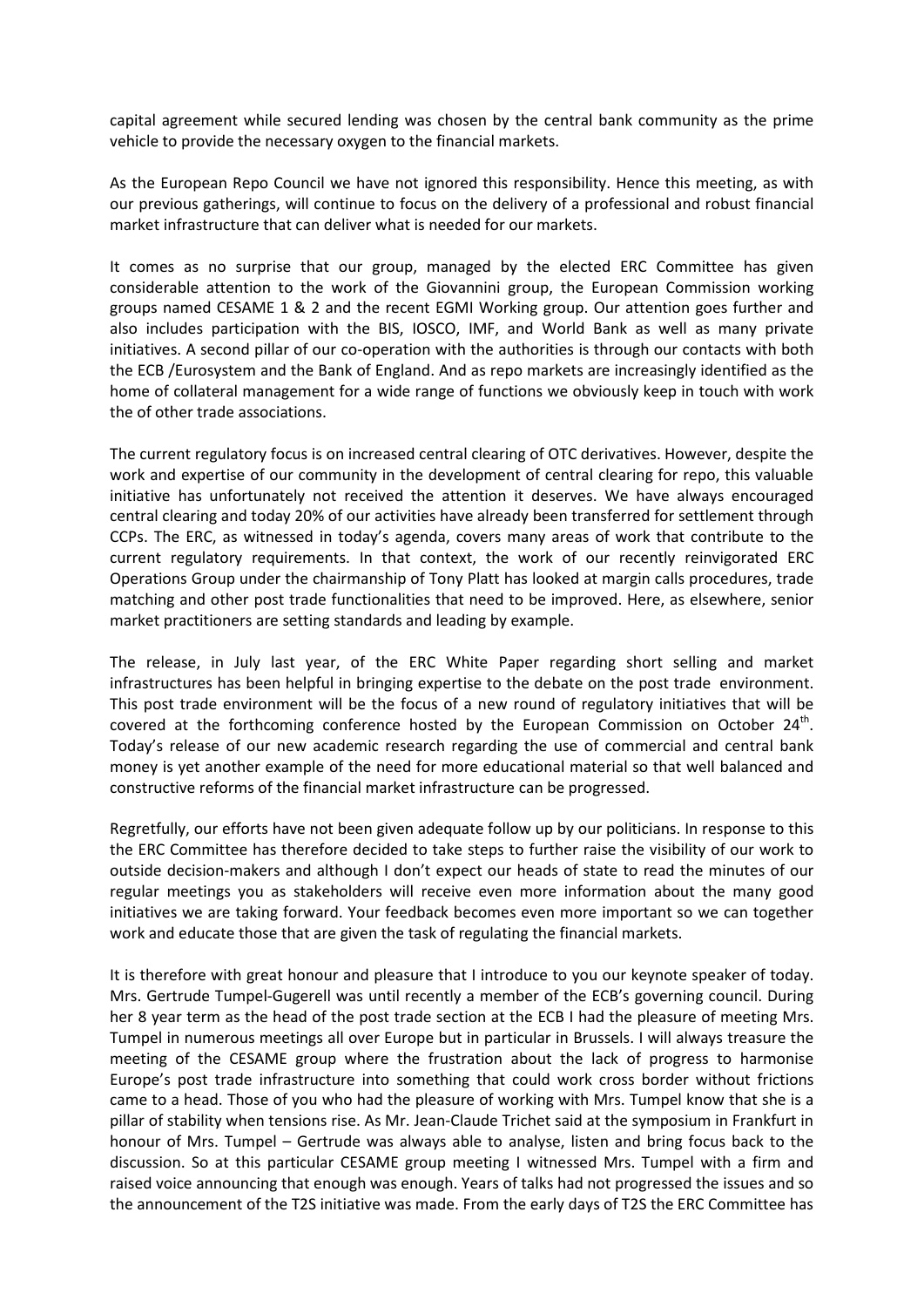capital agreement while secured lending was chosen by the central bank community as the prime vehicle to provide the necessary oxygen to the financial markets.

As the European Repo Council we have not ignored this responsibility. Hence this meeting, as with our previous gatherings, will continue to focus on the delivery of a professional and robust financial market infrastructure that can deliver what is needed for our markets.

It comes as no surprise that our group, managed by the elected ERC Committee has given considerable attention to the work of the Giovannini group, the European Commission working groups named CESAME 1 & 2 and the recent EGMI Working group. Our attention goes further and also includes participation with the BIS, IOSCO, IMF, and World Bank as well as many private initiatives. A second pillar of our co-operation with the authorities is through our contacts with both the ECB /Eurosystem and the Bank of England. And as repo markets are increasingly identified as the home of collateral management for a wide range of functions we obviously keep in touch with work the of other trade associations.

The current regulatory focus is on increased central clearing of OTC derivatives. However, despite the work and expertise of our community in the development of central clearing for repo, this valuable initiative has unfortunately not received the attention it deserves. We have always encouraged central clearing and today 20% of our activities have already been transferred for settlement through CCPs. The ERC, as witnessed in today's agenda, covers many areas of work that contribute to the current regulatory requirements. In that context, the work of our recently reinvigorated ERC Operations Group under the chairmanship of Tony Platt has looked at margin calls procedures, trade matching and other post trade functionalities that need to be improved. Here, as elsewhere, senior market practitioners are setting standards and leading by example.

The release, in July last year, of the ERC White Paper regarding short selling and market infrastructures has been helpful in bringing expertise to the debate on the post trade environment. This post trade environment will be the focus of a new round of regulatory initiatives that will be covered at the forthcoming conference hosted by the European Commission on October 24th. Today's release of our new academic research regarding the use of commercial and central bank money is yet another example of the need for more educational material so that well balanced and constructive reforms of the financial market infrastructure can be progressed.

Regretfully, our efforts have not been given adequate follow up by our politicians. In response to this the ERC Committee has therefore decided to take steps to further raise the visibility of our work to outside decision-makers and although I don't expect our heads of state to read the minutes of our regular meetings you as stakeholders will receive even more information about the many good initiatives we are taking forward. Your feedback becomes even more important so we can together work and educate those that are given the task of regulating the financial markets.

It is therefore with great honour and pleasure that I introduce to you our keynote speaker of today. Mrs. Gertrude Tumpel-Gugerell was until recently a member of the ECB's governing council. During her 8 year term as the head of the post trade section at the ECB I had the pleasure of meeting Mrs. Tumpel in numerous meetings all over Europe but in particular in Brussels. I will always treasure the meeting of the CESAME group where the frustration about the lack of progress to harmonise Europe's post trade infrastructure into something that could work cross border without frictions came to a head. Those of you who had the pleasure of working with Mrs. Tumpel know that she is a pillar of stability when tensions rise. As Mr. Jean-Claude Trichet said at the symposium in Frankfurt in honour of Mrs. Tumpel – Gertrude was always able to analyse, listen and bring focus back to the discussion. So at this particular CESAME group meeting I witnessed Mrs. Tumpel with a firm and raised voice announcing that enough was enough. Years of talks had not progressed the issues and so the announcement of the T2S initiative was made. From the early days of T2S the ERC Committee has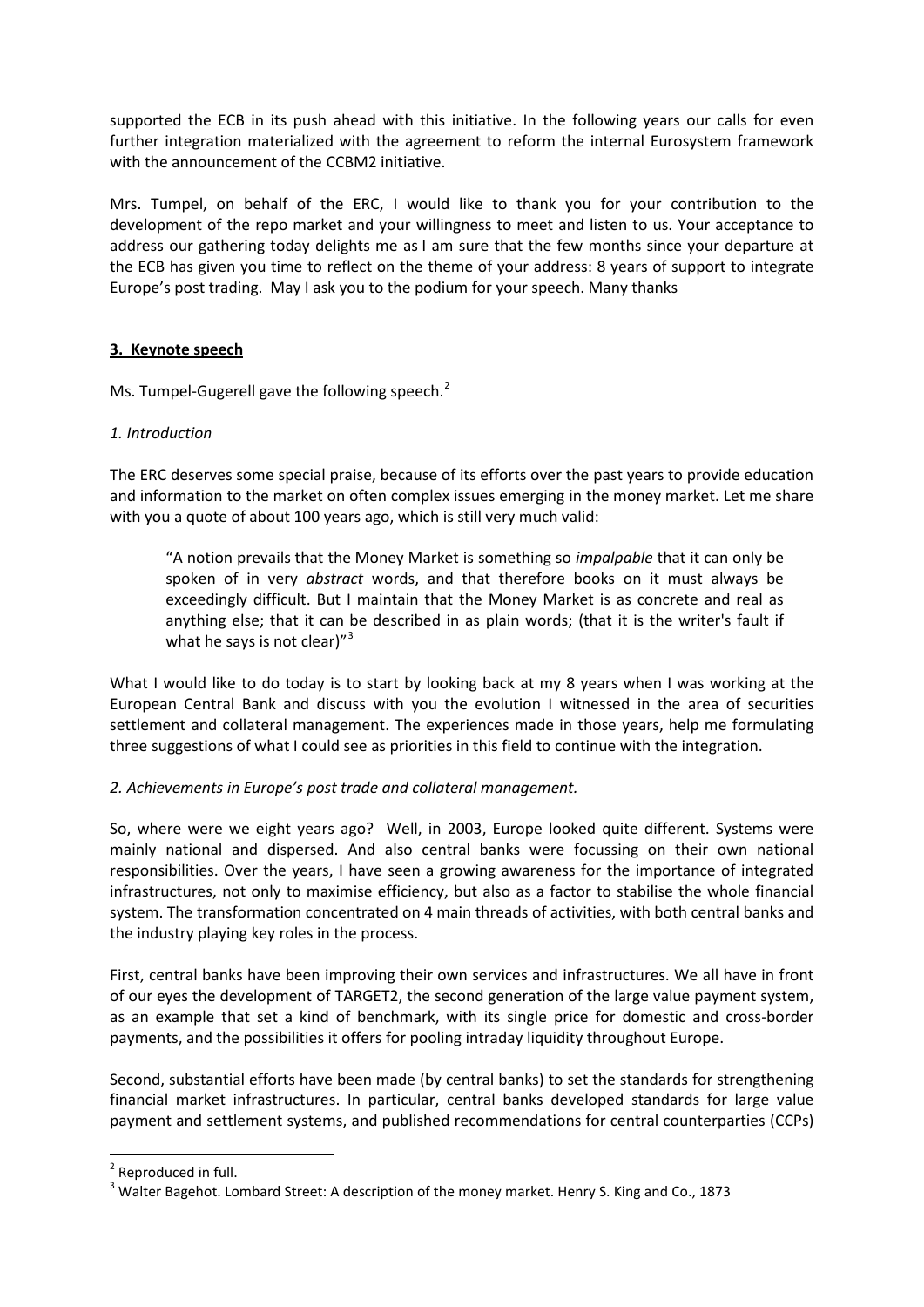supported the ECB in its push ahead with this initiative. In the following years our calls for even further integration materialized with the agreement to reform the internal Eurosystem framework with the announcement of the CCBM2 initiative.

Mrs. Tumpel, on behalf of the ERC, I would like to thank you for your contribution to the development of the repo market and your willingness to meet and listen to us. Your acceptance to address our gathering today delights me as I am sure that the few months since your departure at the ECB has given you time to reflect on the theme of your address: 8 years of support to integrate Europe's post trading. May I ask you to the podium for your speech. Many thanks

## 3. Keynote speech

Ms. Tumpel-Gugerell gave the following speech.[2]

### *1. Introduction*

The ERC deserves some special praise, because of its efforts over the past years to provide education and information to the market on often complex issues emerging in the money market. Let me share with you a quote of about 100 years ago, which is still very much valid:

> "A notion prevails that the Money Market is something so *impalpable* that it can only be spoken of in very *abstract* words, and that therefore books on it must always be exceedingly difficult. But I maintain that the Money Market is as concrete and real as anything else; that it can be described in as plain words; (that it is the writer's fault if what he says is not clear)"[3]

What I would like to do today is to start by looking back at my 8 years when I was working at the European Central Bank and discuss with you the evolution I witnessed in the area of securities settlement and collateral management. The experiences made in those years, help me formulating three suggestions of what I could see as priorities in this field to continue with the integration.

### *2. Achievements in Europe's post trade and collateral management.*

So, where were we eight years ago? Well, in 2003, Europe looked quite different. Systems were mainly national and dispersed. And also central banks were focussing on their own national responsibilities. Over the years, I have seen a growing awareness for the importance of integrated infrastructures, not only to maximise efficiency, but also as a factor to stabilise the whole financial system. The transformation concentrated on 4 main threads of activities, with both central banks and the industry playing key roles in the process.

First, central banks have been improving their own services and infrastructures. We all have in front of our eyes the development of TARGET2, the second generation of the large value payment system, as an example that set a kind of benchmark, with its single price for domestic and cross-border payments, and the possibilities it offers for pooling intraday liquidity throughout Europe.

Second, substantial efforts have been made (by central banks) to set the standards for strengthening financial market infrastructures. In particular, central banks developed standards for large value payment and settlement systems, and published recommendations for central counterparties (CCPs)

---

[2] Reproduced in full.

[3] Walter Bagehot. Lombard Street: A description of the money market. Henry S. King and Co., 1873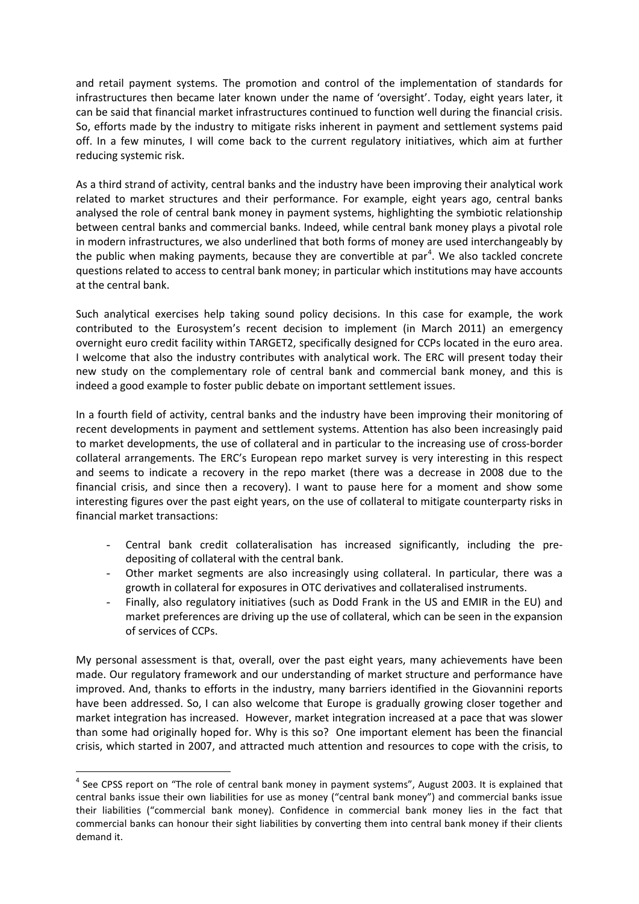and retail payment systems. The promotion and control of the implementation of standards for infrastructures then became later known under the name of 'oversight'. Today, eight years later, it can be said that financial market infrastructures continued to function well during the financial crisis. So, efforts made by the industry to mitigate risks inherent in payment and settlement systems paid off. In a few minutes, I will come back to the current regulatory initiatives, which aim at further reducing systemic risk.

As a third strand of activity, central banks and the industry have been improving their analytical work related to market structures and their performance. For example, eight years ago, central banks analysed the role of central bank money in payment systems, highlighting the symbiotic relationship between central banks and commercial banks. Indeed, while central bank money plays a pivotal role in modern infrastructures, we also underlined that both forms of money are used interchangeably by the public when making payments, because they are convertible at par[4]. We also tackled concrete questions related to access to central bank money; in particular which institutions may have accounts at the central bank.

Such analytical exercises help taking sound policy decisions. In this case for example, the work contributed to the Eurosystem's recent decision to implement (in March 2011) an emergency overnight euro credit facility within TARGET2, specifically designed for CCPs located in the euro area. I welcome that also the industry contributes with analytical work. The ERC will present today their new study on the complementary role of central bank and commercial bank money, and this is indeed a good example to foster public debate on important settlement issues.

In a fourth field of activity, central banks and the industry have been improving their monitoring of recent developments in payment and settlement systems. Attention has also been increasingly paid to market developments, the use of collateral and in particular to the increasing use of cross-border collateral arrangements. The ERC's European repo market survey is very interesting in this respect and seems to indicate a recovery in the repo market (there was a decrease in 2008 due to the financial crisis, and since then a recovery). I want to pause here for a moment and show some interesting figures over the past eight years, on the use of collateral to mitigate counterparty risks in financial market transactions:

- Central bank credit collateralisation has increased significantly, including the pre-depositing of collateral with the central bank.
- Other market segments are also increasingly using collateral. In particular, there was a growth in collateral for exposures in OTC derivatives and collateralised instruments.
- Finally, also regulatory initiatives (such as Dodd Frank in the US and EMIR in the EU) and market preferences are driving up the use of collateral, which can be seen in the expansion of services of CCPs.

My personal assessment is that, overall, over the past eight years, many achievements have been made. Our regulatory framework and our understanding of market structure and performance have improved. And, thanks to efforts in the industry, many barriers identified in the Giovannini reports have been addressed. So, I can also welcome that Europe is gradually growing closer together and market integration has increased. However, market integration increased at a pace that was slower than some had originally hoped for. Why is this so? One important element has been the financial crisis, which started in 2007, and attracted much attention and resources to cope with the crisis, to

[4] See CPSS report on "The role of central bank money in payment systems", August 2003. It is explained that central banks issue their own liabilities for use as money ("central bank money") and commercial banks issue their liabilities ("commercial bank money). Confidence in commercial bank money lies in the fact that commercial banks can honour their sight liabilities by converting them into central bank money if their clients demand it.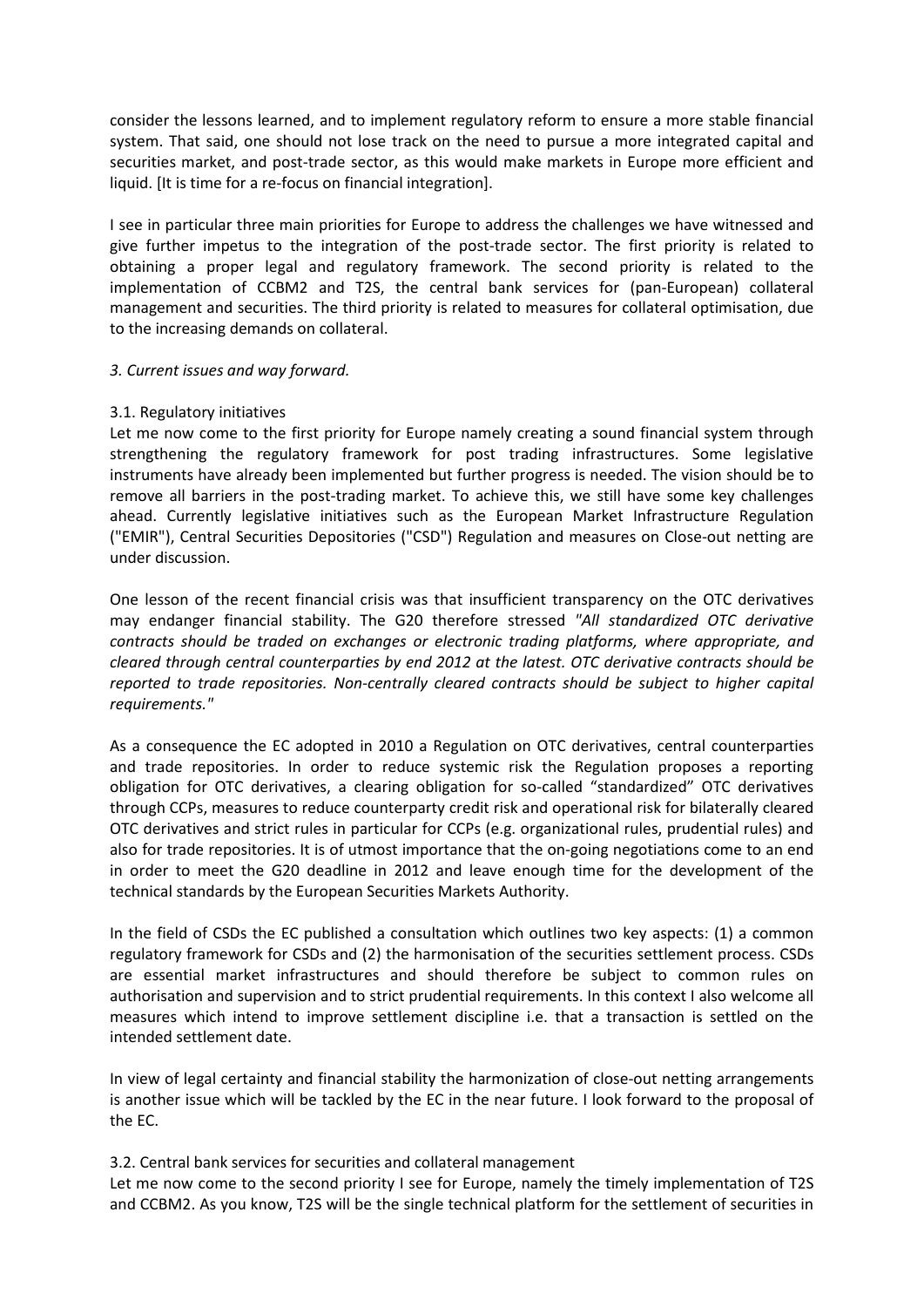consider the lessons learned, and to implement regulatory reform to ensure a more stable financial system. That said, one should not lose track on the need to pursue a more integrated capital and securities market, and post-trade sector, as this would make markets in Europe more efficient and liquid. [It is time for a re-focus on financial integration].

I see in particular three main priorities for Europe to address the challenges we have witnessed and give further impetus to the integration of the post-trade sector. The first priority is related to obtaining a proper legal and regulatory framework. The second priority is related to the implementation of CCBM2 and T2S, the central bank services for (pan-European) collateral management and securities. The third priority is related to measures for collateral optimisation, due to the increasing demands on collateral.

*3. Current issues and way forward.*

3.1. Regulatory initiatives

Let me now come to the first priority for Europe namely creating a sound financial system through strengthening the regulatory framework for post trading infrastructures. Some legislative instruments have already been implemented but further progress is needed. The vision should be to remove all barriers in the post-trading market. To achieve this, we still have some key challenges ahead. Currently legislative initiatives such as the European Market Infrastructure Regulation ("EMIR"), Central Securities Depositories ("CSD") Regulation and measures on Close-out netting are under discussion.

One lesson of the recent financial crisis was that insufficient transparency on the OTC derivatives may endanger financial stability. The G20 therefore stressed *"All standardized OTC derivative contracts should be traded on exchanges or electronic trading platforms, where appropriate, and cleared through central counterparties by end 2012 at the latest. OTC derivative contracts should be reported to trade repositories. Non-centrally cleared contracts should be subject to higher capital requirements."*

As a consequence the EC adopted in 2010 a Regulation on OTC derivatives, central counterparties and trade repositories. In order to reduce systemic risk the Regulation proposes a reporting obligation for OTC derivatives, a clearing obligation for so-called "standardized" OTC derivatives through CCPs, measures to reduce counterparty credit risk and operational risk for bilaterally cleared OTC derivatives and strict rules in particular for CCPs (e.g. organizational rules, prudential rules) and also for trade repositories. It is of utmost importance that the on-going negotiations come to an end in order to meet the G20 deadline in 2012 and leave enough time for the development of the technical standards by the European Securities Markets Authority.

In the field of CSDs the EC published a consultation which outlines two key aspects: (1) a common regulatory framework for CSDs and (2) the harmonisation of the securities settlement process. CSDs are essential market infrastructures and should therefore be subject to common rules on authorisation and supervision and to strict prudential requirements. In this context I also welcome all measures which intend to improve settlement discipline i.e. that a transaction is settled on the intended settlement date.

In view of legal certainty and financial stability the harmonization of close-out netting arrangements is another issue which will be tackled by the EC in the near future. I look forward to the proposal of the EC.

3.2. Central bank services for securities and collateral management

Let me now come to the second priority I see for Europe, namely the timely implementation of T2S and CCBM2. As you know, T2S will be the single technical platform for the settlement of securities in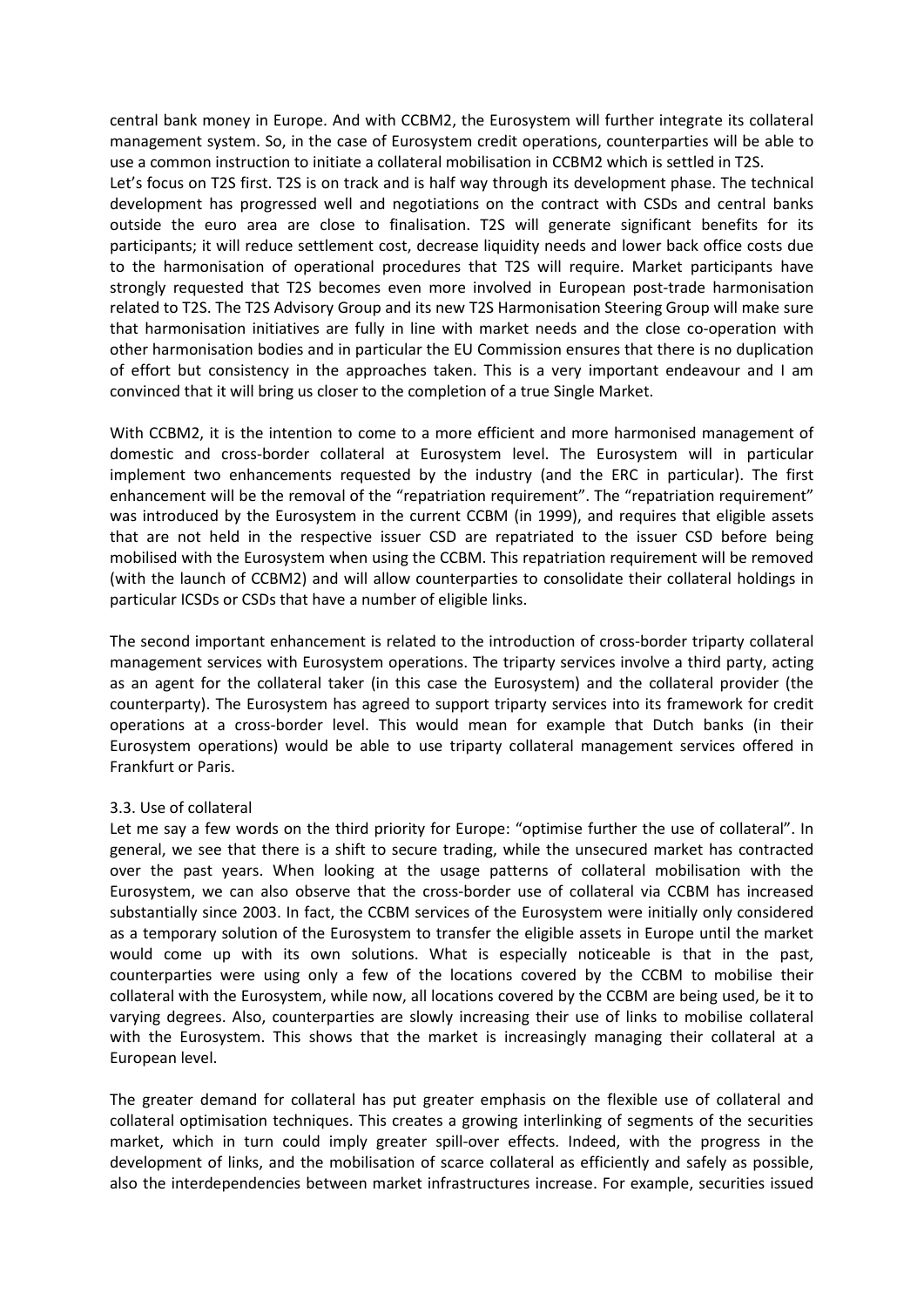central bank money in Europe. And with CCBM2, the Eurosystem will further integrate its collateral management system. So, in the case of Eurosystem credit operations, counterparties will be able to use a common instruction to initiate a collateral mobilisation in CCBM2 which is settled in T2S.
Let's focus on T2S first. T2S is on track and is half way through its development phase. The technical development has progressed well and negotiations on the contract with CSDs and central banks outside the euro area are close to finalisation. T2S will generate significant benefits for its participants; it will reduce settlement cost, decrease liquidity needs and lower back office costs due to the harmonisation of operational procedures that T2S will require. Market participants have strongly requested that T2S becomes even more involved in European post-trade harmonisation related to T2S. The T2S Advisory Group and its new T2S Harmonisation Steering Group will make sure that harmonisation initiatives are fully in line with market needs and the close co-operation with other harmonisation bodies and in particular the EU Commission ensures that there is no duplication of effort but consistency in the approaches taken. This is a very important endeavour and I am convinced that it will bring us closer to the completion of a true Single Market.

With CCBM2, it is the intention to come to a more efficient and more harmonised management of domestic and cross-border collateral at Eurosystem level. The Eurosystem will in particular implement two enhancements requested by the industry (and the ERC in particular). The first enhancement will be the removal of the "repatriation requirement". The "repatriation requirement" was introduced by the Eurosystem in the current CCBM (in 1999), and requires that eligible assets that are not held in the respective issuer CSD are repatriated to the issuer CSD before being mobilised with the Eurosystem when using the CCBM. This repatriation requirement will be removed (with the launch of CCBM2) and will allow counterparties to consolidate their collateral holdings in particular ICSDs or CSDs that have a number of eligible links.

The second important enhancement is related to the introduction of cross-border triparty collateral management services with Eurosystem operations. The triparty services involve a third party, acting as an agent for the collateral taker (in this case the Eurosystem) and the collateral provider (the counterparty). The Eurosystem has agreed to support triparty services into its framework for credit operations at a cross-border level. This would mean for example that Dutch banks (in their Eurosystem operations) would be able to use triparty collateral management services offered in Frankfurt or Paris.

### 3.3. Use of collateral

Let me say a few words on the third priority for Europe: "optimise further the use of collateral". In general, we see that there is a shift to secure trading, while the unsecured market has contracted over the past years. When looking at the usage patterns of collateral mobilisation with the Eurosystem, we can also observe that the cross-border use of collateral via CCBM has increased substantially since 2003. In fact, the CCBM services of the Eurosystem were initially only considered as a temporary solution of the Eurosystem to transfer the eligible assets in Europe until the market would come up with its own solutions. What is especially noticeable is that in the past, counterparties were using only a few of the locations covered by the CCBM to mobilise their collateral with the Eurosystem, while now, all locations covered by the CCBM are being used, be it to varying degrees. Also, counterparties are slowly increasing their use of links to mobilise collateral with the Eurosystem. This shows that the market is increasingly managing their collateral at a European level.

The greater demand for collateral has put greater emphasis on the flexible use of collateral and collateral optimisation techniques. This creates a growing interlinking of segments of the securities market, which in turn could imply greater spill-over effects. Indeed, with the progress in the development of links, and the mobilisation of scarce collateral as efficiently and safely as possible, also the interdependencies between market infrastructures increase. For example, securities issued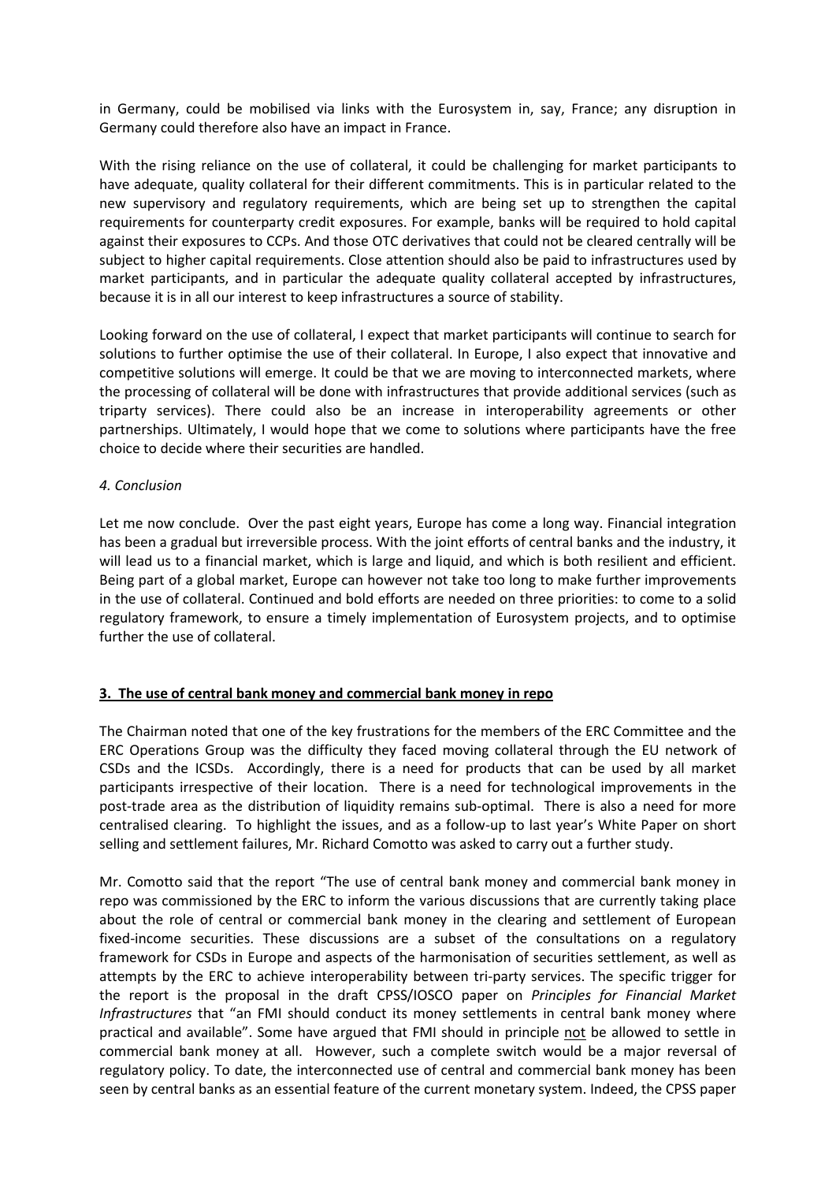in Germany, could be mobilised via links with the Eurosystem in, say, France; any disruption in Germany could therefore also have an impact in France.

With the rising reliance on the use of collateral, it could be challenging for market participants to have adequate, quality collateral for their different commitments. This is in particular related to the new supervisory and regulatory requirements, which are being set up to strengthen the capital requirements for counterparty credit exposures. For example, banks will be required to hold capital against their exposures to CCPs. And those OTC derivatives that could not be cleared centrally will be subject to higher capital requirements. Close attention should also be paid to infrastructures used by market participants, and in particular the adequate quality collateral accepted by infrastructures, because it is in all our interest to keep infrastructures a source of stability.

Looking forward on the use of collateral, I expect that market participants will continue to search for solutions to further optimise the use of their collateral. In Europe, I also expect that innovative and competitive solutions will emerge. It could be that we are moving to interconnected markets, where the processing of collateral will be done with infrastructures that provide additional services (such as triparty services). There could also be an increase in interoperability agreements or other partnerships. Ultimately, I would hope that we come to solutions where participants have the free choice to decide where their securities are handled.

*4. Conclusion*

Let me now conclude. Over the past eight years, Europe has come a long way. Financial integration has been a gradual but irreversible process. With the joint efforts of central banks and the industry, it will lead us to a financial market, which is large and liquid, and which is both resilient and efficient. Being part of a global market, Europe can however not take too long to make further improvements in the use of collateral. Continued and bold efforts are needed on three priorities: to come to a solid regulatory framework, to ensure a timely implementation of Eurosystem projects, and to optimise further the use of collateral.

## 3. The use of central bank money and commercial bank money in repo

The Chairman noted that one of the key frustrations for the members of the ERC Committee and the ERC Operations Group was the difficulty they faced moving collateral through the EU network of CSDs and the ICSDs. Accordingly, there is a need for products that can be used by all market participants irrespective of their location. There is a need for technological improvements in the post-trade area as the distribution of liquidity remains sub-optimal. There is also a need for more centralised clearing. To highlight the issues, and as a follow-up to last year's White Paper on short selling and settlement failures, Mr. Richard Comotto was asked to carry out a further study.

Mr. Comotto said that the report "The use of central bank money and commercial bank money in repo was commissioned by the ERC to inform the various discussions that are currently taking place about the role of central or commercial bank money in the clearing and settlement of European fixed-income securities. These discussions are a subset of the consultations on a regulatory framework for CSDs in Europe and aspects of the harmonisation of securities settlement, as well as attempts by the ERC to achieve interoperability between tri-party services. The specific trigger for the report is the proposal in the draft CPSS/IOSCO paper on *Principles for Financial Market Infrastructures* that "an FMI should conduct its money settlements in central bank money where practical and available". Some have argued that FMI should in principle <u>not</u> be allowed to settle in commercial bank money at all. However, such a complete switch would be a major reversal of regulatory policy. To date, the interconnected use of central and commercial bank money has been seen by central banks as an essential feature of the current monetary system. Indeed, the CPSS paper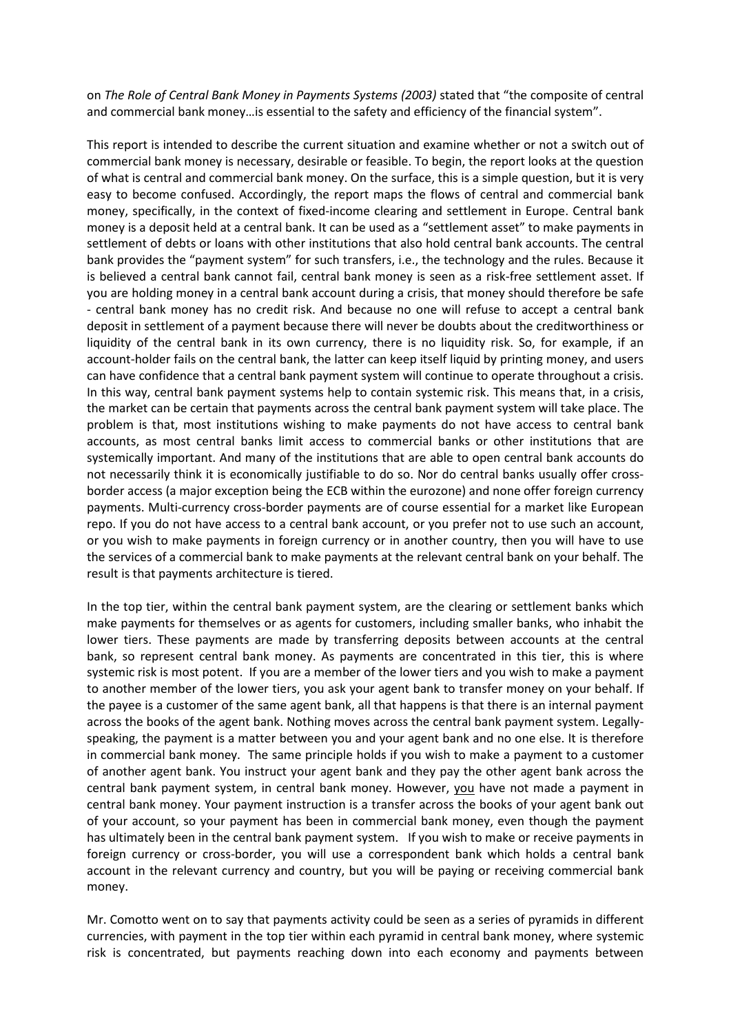on *The Role of Central Bank Money in Payments Systems (2003)* stated that "the composite of central and commercial bank money…is essential to the safety and efficiency of the financial system".

This report is intended to describe the current situation and examine whether or not a switch out of commercial bank money is necessary, desirable or feasible. To begin, the report looks at the question of what is central and commercial bank money. On the surface, this is a simple question, but it is very easy to become confused. Accordingly, the report maps the flows of central and commercial bank money, specifically, in the context of fixed-income clearing and settlement in Europe. Central bank money is a deposit held at a central bank. It can be used as a "settlement asset" to make payments in settlement of debts or loans with other institutions that also hold central bank accounts. The central bank provides the "payment system" for such transfers, i.e., the technology and the rules. Because it is believed a central bank cannot fail, central bank money is seen as a risk-free settlement asset. If you are holding money in a central bank account during a crisis, that money should therefore be safe - central bank money has no credit risk. And because no one will refuse to accept a central bank deposit in settlement of a payment because there will never be doubts about the creditworthiness or liquidity of the central bank in its own currency, there is no liquidity risk. So, for example, if an account-holder fails on the central bank, the latter can keep itself liquid by printing money, and users can have confidence that a central bank payment system will continue to operate throughout a crisis. In this way, central bank payment systems help to contain systemic risk. This means that, in a crisis, the market can be certain that payments across the central bank payment system will take place. The problem is that, most institutions wishing to make payments do not have access to central bank accounts, as most central banks limit access to commercial banks or other institutions that are systemically important. And many of the institutions that are able to open central bank accounts do not necessarily think it is economically justifiable to do so. Nor do central banks usually offer cross-border access (a major exception being the ECB within the eurozone) and none offer foreign currency payments. Multi-currency cross-border payments are of course essential for a market like European repo. If you do not have access to a central bank account, or you prefer not to use such an account, or you wish to make payments in foreign currency or in another country, then you will have to use the services of a commercial bank to make payments at the relevant central bank on your behalf. The result is that payments architecture is tiered.

In the top tier, within the central bank payment system, are the clearing or settlement banks which make payments for themselves or as agents for customers, including smaller banks, who inhabit the lower tiers. These payments are made by transferring deposits between accounts at the central bank, so represent central bank money. As payments are concentrated in this tier, this is where systemic risk is most potent. If you are a member of the lower tiers and you wish to make a payment to another member of the lower tiers, you ask your agent bank to transfer money on your behalf. If the payee is a customer of the same agent bank, all that happens is that there is an internal payment across the books of the agent bank. Nothing moves across the central bank payment system. Legally-speaking, the payment is a matter between you and your agent bank and no one else. It is therefore in commercial bank money. The same principle holds if you wish to make a payment to a customer of another agent bank. You instruct your agent bank and they pay the other agent bank across the central bank payment system, in central bank money. However, <u>you</u> have not made a payment in central bank money. Your payment instruction is a transfer across the books of your agent bank out of your account, so your payment has been in commercial bank money, even though the payment has ultimately been in the central bank payment system. If you wish to make or receive payments in foreign currency or cross-border, you will use a correspondent bank which holds a central bank account in the relevant currency and country, but you will be paying or receiving commercial bank money.

Mr. Comotto went on to say that payments activity could be seen as a series of pyramids in different currencies, with payment in the top tier within each pyramid in central bank money, where systemic risk is concentrated, but payments reaching down into each economy and payments between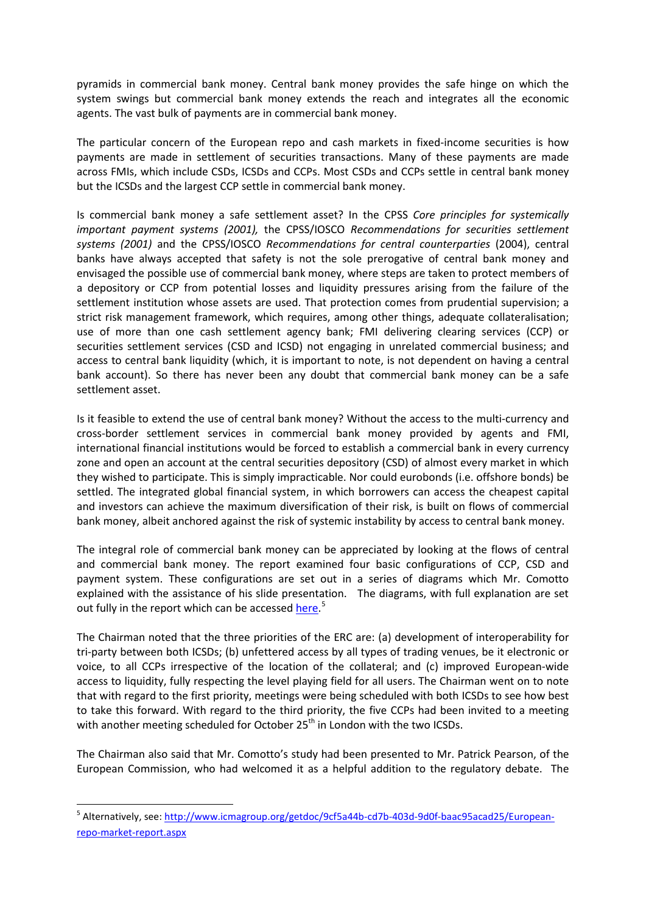pyramids in commercial bank money. Central bank money provides the safe hinge on which the system swings but commercial bank money extends the reach and integrates all the economic agents. The vast bulk of payments are in commercial bank money.

The particular concern of the European repo and cash markets in fixed-income securities is how payments are made in settlement of securities transactions. Many of these payments are made across FMIs, which include CSDs, ICSDs and CCPs. Most CSDs and CCPs settle in central bank money but the ICSDs and the largest CCP settle in commercial bank money.

Is commercial bank money a safe settlement asset? In the CPSS *Core principles for systemically important payment systems (2001),* the CPSS/IOSCO *Recommendations for securities settlement systems (2001)* and the CPSS/IOSCO *Recommendations for central counterparties* (2004), central banks have always accepted that safety is not the sole prerogative of central bank money and envisaged the possible use of commercial bank money, where steps are taken to protect members of a depository or CCP from potential losses and liquidity pressures arising from the failure of the settlement institution whose assets are used. That protection comes from prudential supervision; a strict risk management framework, which requires, among other things, adequate collateralisation; use of more than one cash settlement agency bank; FMI delivering clearing services (CCP) or securities settlement services (CSD and ICSD) not engaging in unrelated commercial business; and access to central bank liquidity (which, it is important to note, is not dependent on having a central bank account). So there has never been any doubt that commercial bank money can be a safe settlement asset.

Is it feasible to extend the use of central bank money? Without the access to the multi-currency and cross-border settlement services in commercial bank money provided by agents and FMI, international financial institutions would be forced to establish a commercial bank in every currency zone and open an account at the central securities depository (CSD) of almost every market in which they wished to participate. This is simply impracticable. Nor could eurobonds (i.e. offshore bonds) be settled. The integrated global financial system, in which borrowers can access the cheapest capital and investors can achieve the maximum diversification of their risk, is built on flows of commercial bank money, albeit anchored against the risk of systemic instability by access to central bank money.

The integral role of commercial bank money can be appreciated by looking at the flows of central and commercial bank money. The report examined four basic configurations of CCP, CSD and payment system. These configurations are set out in a series of diagrams which Mr. Comotto explained with the assistance of his slide presentation. The diagrams, with full explanation are set out fully in the report which can be accessed here.[5]

The Chairman noted that the three priorities of the ERC are: (a) development of interoperability for tri-party between both ICSDs; (b) unfettered access by all types of trading venues, be it electronic or voice, to all CCPs irrespective of the location of the collateral; and (c) improved European-wide access to liquidity, fully respecting the level playing field for all users. The Chairman went on to note that with regard to the first priority, meetings were being scheduled with both ICSDs to see how best to take this forward. With regard to the third priority, the five CCPs had been invited to a meeting with another meeting scheduled for October 25th in London with the two ICSDs.

The Chairman also said that Mr. Comotto's study had been presented to Mr. Patrick Pearson, of the European Commission, who had welcomed it as a helpful addition to the regulatory debate. The

[5] Alternatively, see: http://www.icmagroup.org/getdoc/9cf5a44b-cd7b-403d-9d0f-baac95acad25/European-repo-market-report.aspx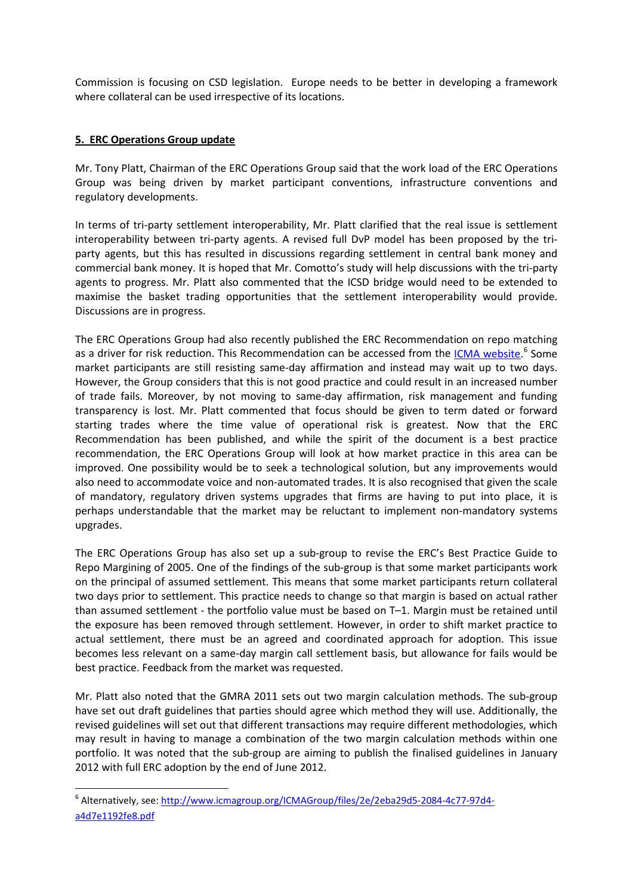Commission is focusing on CSD legislation. Europe needs to be better in developing a framework where collateral can be used irrespective of its locations.

## 5. ERC Operations Group update

Mr. Tony Platt, Chairman of the ERC Operations Group said that the work load of the ERC Operations Group was being driven by market participant conventions, infrastructure conventions and regulatory developments.

In terms of tri-party settlement interoperability, Mr. Platt clarified that the real issue is settlement interoperability between tri-party agents. A revised full DvP model has been proposed by the tri-party agents, but this has resulted in discussions regarding settlement in central bank money and commercial bank money. It is hoped that Mr. Comotto's study will help discussions with the tri-party agents to progress. Mr. Platt also commented that the ICSD bridge would need to be extended to maximise the basket trading opportunities that the settlement interoperability would provide. Discussions are in progress.

The ERC Operations Group had also recently published the ERC Recommendation on repo matching as a driver for risk reduction. This Recommendation can be accessed from the ICMA website.[6] Some market participants are still resisting same-day affirmation and instead may wait up to two days. However, the Group considers that this is not good practice and could result in an increased number of trade fails. Moreover, by not moving to same-day affirmation, risk management and funding transparency is lost. Mr. Platt commented that focus should be given to term dated or forward starting trades where the time value of operational risk is greatest. Now that the ERC Recommendation has been published, and while the spirit of the document is a best practice recommendation, the ERC Operations Group will look at how market practice in this area can be improved. One possibility would be to seek a technological solution, but any improvements would also need to accommodate voice and non-automated trades. It is also recognised that given the scale of mandatory, regulatory driven systems upgrades that firms are having to put into place, it is perhaps understandable that the market may be reluctant to implement non-mandatory systems upgrades.

The ERC Operations Group has also set up a sub-group to revise the ERC's Best Practice Guide to Repo Margining of 2005. One of the findings of the sub-group is that some market participants work on the principal of assumed settlement. This means that some market participants return collateral two days prior to settlement. This practice needs to change so that margin is based on actual rather than assumed settlement - the portfolio value must be based on T–1. Margin must be retained until the exposure has been removed through settlement. However, in order to shift market practice to actual settlement, there must be an agreed and coordinated approach for adoption. This issue becomes less relevant on a same-day margin call settlement basis, but allowance for fails would be best practice. Feedback from the market was requested.

Mr. Platt also noted that the GMRA 2011 sets out two margin calculation methods. The sub-group have set out draft guidelines that parties should agree which method they will use. Additionally, the revised guidelines will set out that different transactions may require different methodologies, which may result in having to manage a combination of the two margin calculation methods within one portfolio. It was noted that the sub-group are aiming to publish the finalised guidelines in January 2012 with full ERC adoption by the end of June 2012.

---

[6] Alternatively, see: http://www.icmagroup.org/ICMAGroup/files/2e/2eba29d5-2084-4c77-97d4-a4d7e1192fe8.pdf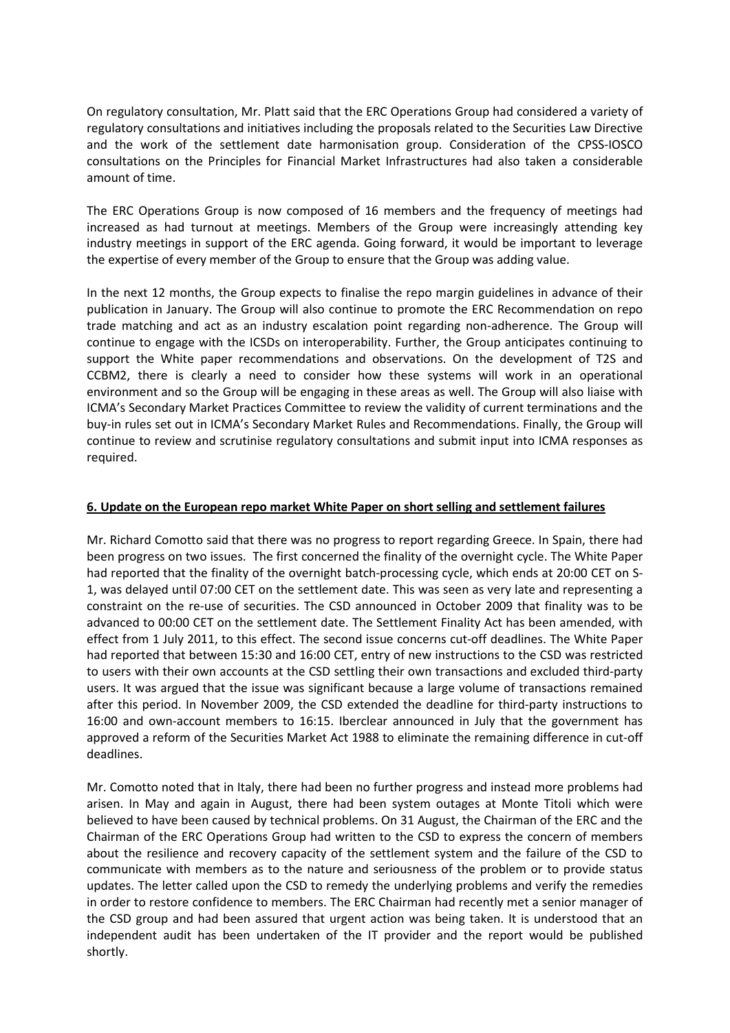On regulatory consultation, Mr. Platt said that the ERC Operations Group had considered a variety of regulatory consultations and initiatives including the proposals related to the Securities Law Directive and the work of the settlement date harmonisation group. Consideration of the CPSS-IOSCO consultations on the Principles for Financial Market Infrastructures had also taken a considerable amount of time.

The ERC Operations Group is now composed of 16 members and the frequency of meetings had increased as had turnout at meetings. Members of the Group were increasingly attending key industry meetings in support of the ERC agenda. Going forward, it would be important to leverage the expertise of every member of the Group to ensure that the Group was adding value.

In the next 12 months, the Group expects to finalise the repo margin guidelines in advance of their publication in January. The Group will also continue to promote the ERC Recommendation on repo trade matching and act as an industry escalation point regarding non-adherence. The Group will continue to engage with the ICSDs on interoperability. Further, the Group anticipates continuing to support the White paper recommendations and observations. On the development of T2S and CCBM2, there is clearly a need to consider how these systems will work in an operational environment and so the Group will be engaging in these areas as well. The Group will also liaise with ICMA's Secondary Market Practices Committee to review the validity of current terminations and the buy-in rules set out in ICMA's Secondary Market Rules and Recommendations. Finally, the Group will continue to review and scrutinise regulatory consultations and submit input into ICMA responses as required.

**6. Update on the European repo market White Paper on short selling and settlement failures**

Mr. Richard Comotto said that there was no progress to report regarding Greece. In Spain, there had been progress on two issues. The first concerned the finality of the overnight cycle. The White Paper had reported that the finality of the overnight batch-processing cycle, which ends at 20:00 CET on S-1, was delayed until 07:00 CET on the settlement date. This was seen as very late and representing a constraint on the re-use of securities. The CSD announced in October 2009 that finality was to be advanced to 00:00 CET on the settlement date. The Settlement Finality Act has been amended, with effect from 1 July 2011, to this effect. The second issue concerns cut-off deadlines. The White Paper had reported that between 15:30 and 16:00 CET, entry of new instructions to the CSD was restricted to users with their own accounts at the CSD settling their own transactions and excluded third-party users. It was argued that the issue was significant because a large volume of transactions remained after this period. In November 2009, the CSD extended the deadline for third-party instructions to 16:00 and own-account members to 16:15. Iberclear announced in July that the government has approved a reform of the Securities Market Act 1988 to eliminate the remaining difference in cut-off deadlines.

Mr. Comotto noted that in Italy, there had been no further progress and instead more problems had arisen. In May and again in August, there had been system outages at Monte Titoli which were believed to have been caused by technical problems. On 31 August, the Chairman of the ERC and the Chairman of the ERC Operations Group had written to the CSD to express the concern of members about the resilience and recovery capacity of the settlement system and the failure of the CSD to communicate with members as to the nature and seriousness of the problem or to provide status updates. The letter called upon the CSD to remedy the underlying problems and verify the remedies in order to restore confidence to members. The ERC Chairman had recently met a senior manager of the CSD group and had been assured that urgent action was being taken. It is understood that an independent audit has been undertaken of the IT provider and the report would be published shortly.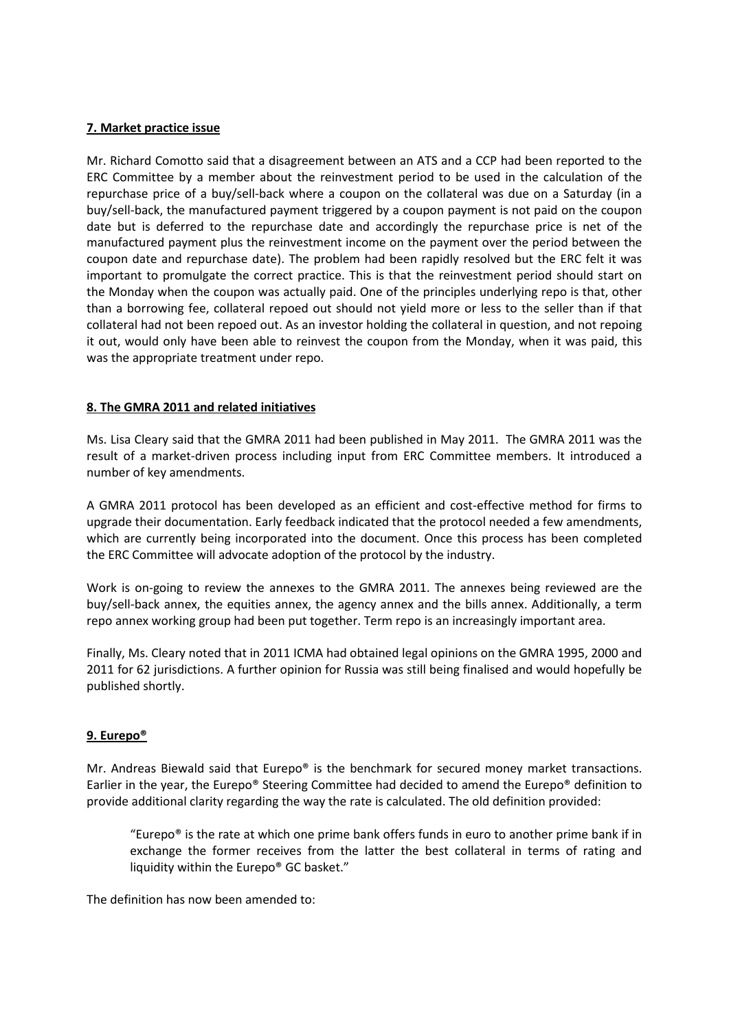**7. Market practice issue**

Mr. Richard Comotto said that a disagreement between an ATS and a CCP had been reported to the ERC Committee by a member about the reinvestment period to be used in the calculation of the repurchase price of a buy/sell-back where a coupon on the collateral was due on a Saturday (in a buy/sell-back, the manufactured payment triggered by a coupon payment is not paid on the coupon date but is deferred to the repurchase date and accordingly the repurchase price is net of the manufactured payment plus the reinvestment income on the payment over the period between the coupon date and repurchase date). The problem had been rapidly resolved but the ERC felt it was important to promulgate the correct practice. This is that the reinvestment period should start on the Monday when the coupon was actually paid. One of the principles underlying repo is that, other than a borrowing fee, collateral repoed out should not yield more or less to the seller than if that collateral had not been repoed out. As an investor holding the collateral in question, and not repoing it out, would only have been able to reinvest the coupon from the Monday, when it was paid, this was the appropriate treatment under repo.

**8. The GMRA 2011 and related initiatives**

Ms. Lisa Cleary said that the GMRA 2011 had been published in May 2011. The GMRA 2011 was the result of a market-driven process including input from ERC Committee members. It introduced a number of key amendments.

A GMRA 2011 protocol has been developed as an efficient and cost-effective method for firms to upgrade their documentation. Early feedback indicated that the protocol needed a few amendments, which are currently being incorporated into the document. Once this process has been completed the ERC Committee will advocate adoption of the protocol by the industry.

Work is on-going to review the annexes to the GMRA 2011. The annexes being reviewed are the buy/sell-back annex, the equities annex, the agency annex and the bills annex. Additionally, a term repo annex working group had been put together. Term repo is an increasingly important area.

Finally, Ms. Cleary noted that in 2011 ICMA had obtained legal opinions on the GMRA 1995, 2000 and 2011 for 62 jurisdictions. A further opinion for Russia was still being finalised and would hopefully be published shortly.

**9. Eurepo®**

Mr. Andreas Biewald said that Eurepo® is the benchmark for secured money market transactions. Earlier in the year, the Eurepo® Steering Committee had decided to amend the Eurepo® definition to provide additional clarity regarding the way the rate is calculated. The old definition provided:

> "Eurepo® is the rate at which one prime bank offers funds in euro to another prime bank if in exchange the former receives from the latter the best collateral in terms of rating and liquidity within the Eurepo® GC basket."

The definition has now been amended to: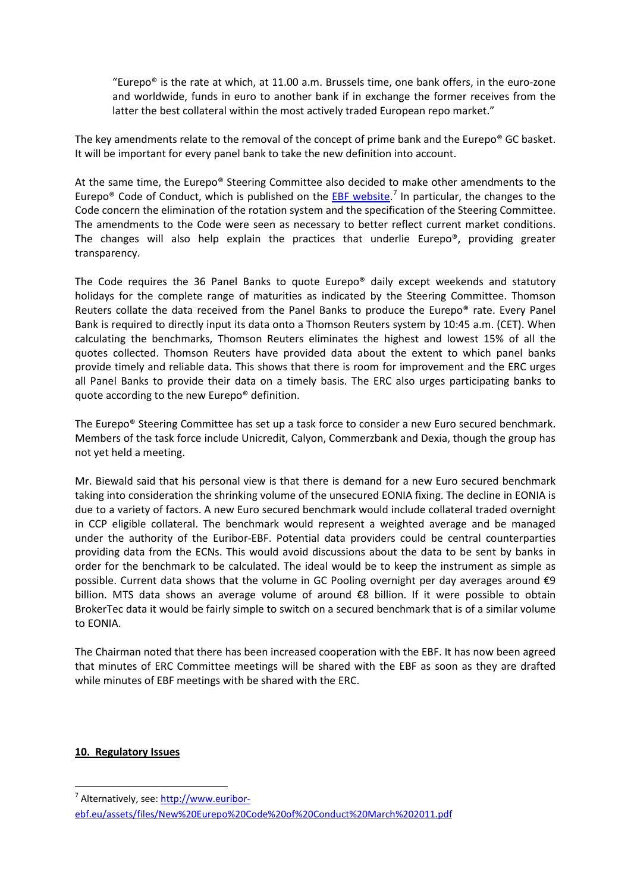> "Eurepo® is the rate at which, at 11.00 a.m. Brussels time, one bank offers, in the euro-zone and worldwide, funds in euro to another bank if in exchange the former receives from the latter the best collateral within the most actively traded European repo market."

The key amendments relate to the removal of the concept of prime bank and the Eurepo® GC basket. It will be important for every panel bank to take the new definition into account.

At the same time, the Eurepo® Steering Committee also decided to make other amendments to the Eurepo® Code of Conduct, which is published on the EBF website.[7] In particular, the changes to the Code concern the elimination of the rotation system and the specification of the Steering Committee. The amendments to the Code were seen as necessary to better reflect current market conditions. The changes will also help explain the practices that underlie Eurepo®, providing greater transparency.

The Code requires the 36 Panel Banks to quote Eurepo® daily except weekends and statutory holidays for the complete range of maturities as indicated by the Steering Committee. Thomson Reuters collate the data received from the Panel Banks to produce the Eurepo® rate. Every Panel Bank is required to directly input its data onto a Thomson Reuters system by 10:45 a.m. (CET). When calculating the benchmarks, Thomson Reuters eliminates the highest and lowest 15% of all the quotes collected. Thomson Reuters have provided data about the extent to which panel banks provide timely and reliable data. This shows that there is room for improvement and the ERC urges all Panel Banks to provide their data on a timely basis. The ERC also urges participating banks to quote according to the new Eurepo® definition.

The Eurepo® Steering Committee has set up a task force to consider a new Euro secured benchmark. Members of the task force include Unicredit, Calyon, Commerzbank and Dexia, though the group has not yet held a meeting.

Mr. Biewald said that his personal view is that there is demand for a new Euro secured benchmark taking into consideration the shrinking volume of the unsecured EONIA fixing. The decline in EONIA is due to a variety of factors. A new Euro secured benchmark would include collateral traded overnight in CCP eligible collateral. The benchmark would represent a weighted average and be managed under the authority of the Euribor-EBF. Potential data providers could be central counterparties providing data from the ECNs. This would avoid discussions about the data to be sent by banks in order for the benchmark to be calculated. The ideal would be to keep the instrument as simple as possible. Current data shows that the volume in GC Pooling overnight per day averages around €9 billion. MTS data shows an average volume of around €8 billion. If it were possible to obtain BrokerTec data it would be fairly simple to switch on a secured benchmark that is of a similar volume to EONIA.

The Chairman noted that there has been increased cooperation with the EBF. It has now been agreed that minutes of ERC Committee meetings will be shared with the EBF as soon as they are drafted while minutes of EBF meetings with be shared with the ERC.

## 10. Regulatory Issues

---

[7] Alternatively, see: http://www.euribor-ebf.eu/assets/files/New%20Eurepo%20Code%20of%20Conduct%20March%202011.pdf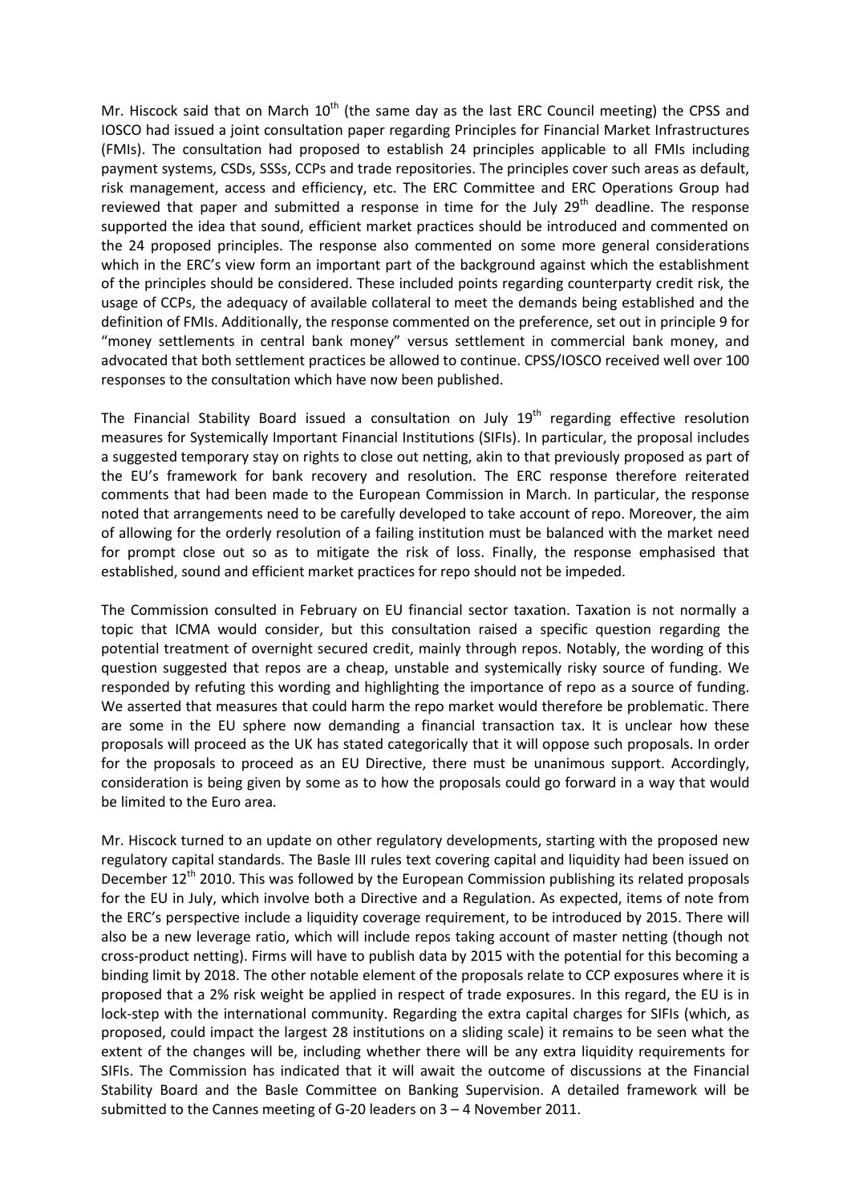Mr. Hiscock said that on March 10th (the same day as the last ERC Council meeting) the CPSS and IOSCO had issued a joint consultation paper regarding Principles for Financial Market Infrastructures (FMIs). The consultation had proposed to establish 24 principles applicable to all FMIs including payment systems, CSDs, SSSs, CCPs and trade repositories. The principles cover such areas as default, risk management, access and efficiency, etc. The ERC Committee and ERC Operations Group had reviewed that paper and submitted a response in time for the July 29th deadline. The response supported the idea that sound, efficient market practices should be introduced and commented on the 24 proposed principles. The response also commented on some more general considerations which in the ERC's view form an important part of the background against which the establishment of the principles should be considered. These included points regarding counterparty credit risk, the usage of CCPs, the adequacy of available collateral to meet the demands being established and the definition of FMIs. Additionally, the response commented on the preference, set out in principle 9 for "money settlements in central bank money" versus settlement in commercial bank money, and advocated that both settlement practices be allowed to continue. CPSS/IOSCO received well over 100 responses to the consultation which have now been published.

The Financial Stability Board issued a consultation on July 19th regarding effective resolution measures for Systemically Important Financial Institutions (SIFIs). In particular, the proposal includes a suggested temporary stay on rights to close out netting, akin to that previously proposed as part of the EU's framework for bank recovery and resolution. The ERC response therefore reiterated comments that had been made to the European Commission in March. In particular, the response noted that arrangements need to be carefully developed to take account of repo. Moreover, the aim of allowing for the orderly resolution of a failing institution must be balanced with the market need for prompt close out so as to mitigate the risk of loss. Finally, the response emphasised that established, sound and efficient market practices for repo should not be impeded.

The Commission consulted in February on EU financial sector taxation. Taxation is not normally a topic that ICMA would consider, but this consultation raised a specific question regarding the potential treatment of overnight secured credit, mainly through repos. Notably, the wording of this question suggested that repos are a cheap, unstable and systemically risky source of funding. We responded by refuting this wording and highlighting the importance of repo as a source of funding. We asserted that measures that could harm the repo market would therefore be problematic. There are some in the EU sphere now demanding a financial transaction tax. It is unclear how these proposals will proceed as the UK has stated categorically that it will oppose such proposals. In order for the proposals to proceed as an EU Directive, there must be unanimous support. Accordingly, consideration is being given by some as to how the proposals could go forward in a way that would be limited to the Euro area.

Mr. Hiscock turned to an update on other regulatory developments, starting with the proposed new regulatory capital standards. The Basle III rules text covering capital and liquidity had been issued on December 12th 2010. This was followed by the European Commission publishing its related proposals for the EU in July, which involve both a Directive and a Regulation. As expected, items of note from the ERC's perspective include a liquidity coverage requirement, to be introduced by 2015. There will also be a new leverage ratio, which will include repos taking account of master netting (though not cross-product netting). Firms will have to publish data by 2015 with the potential for this becoming a binding limit by 2018. The other notable element of the proposals relate to CCP exposures where it is proposed that a 2% risk weight be applied in respect of trade exposures. In this regard, the EU is in lock-step with the international community. Regarding the extra capital charges for SIFIs (which, as proposed, could impact the largest 28 institutions on a sliding scale) it remains to be seen what the extent of the changes will be, including whether there will be any extra liquidity requirements for SIFIs. The Commission has indicated that it will await the outcome of discussions at the Financial Stability Board and the Basle Committee on Banking Supervision. A detailed framework will be submitted to the Cannes meeting of G-20 leaders on 3 – 4 November 2011.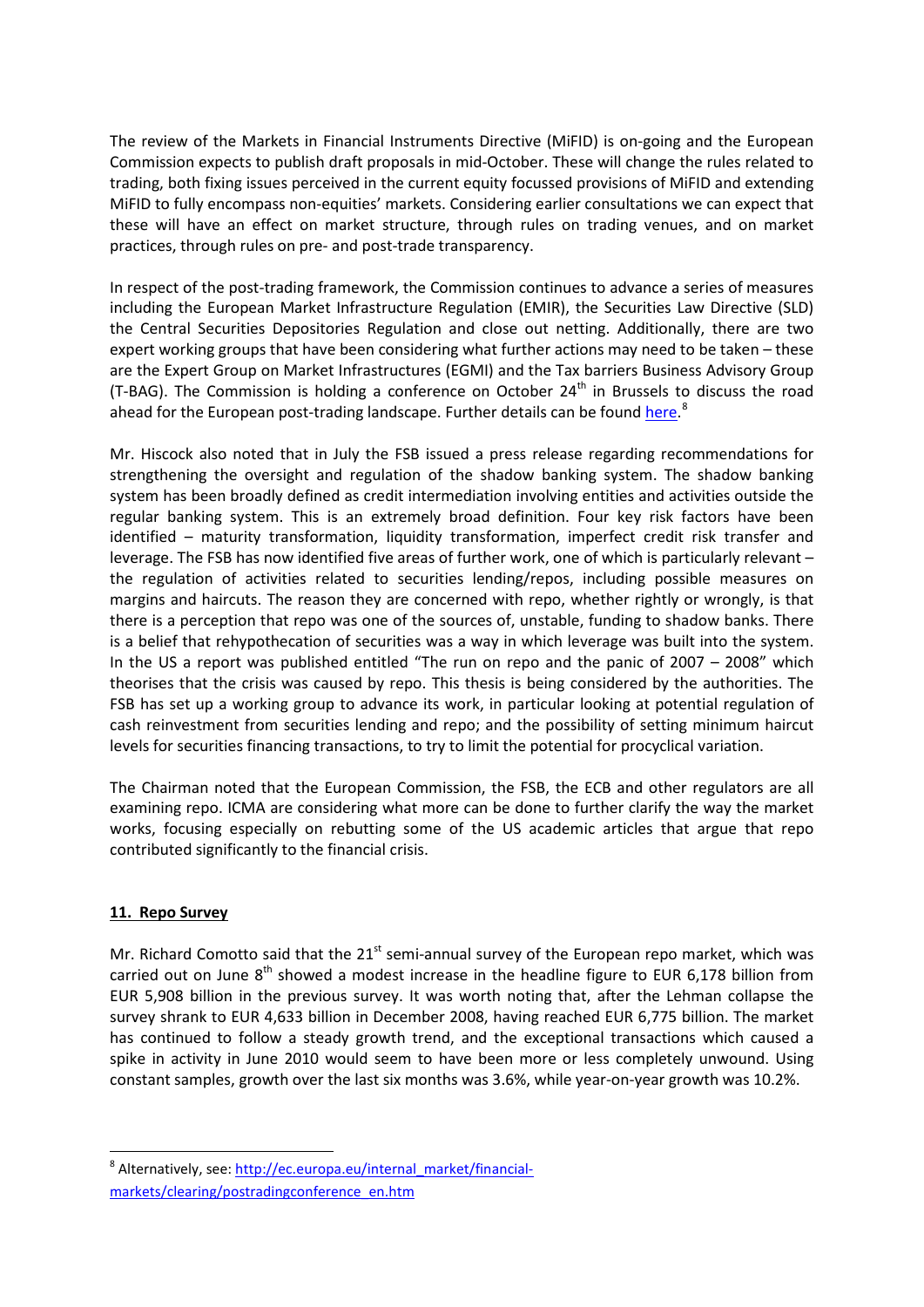The review of the Markets in Financial Instruments Directive (MiFID) is on-going and the European Commission expects to publish draft proposals in mid-October. These will change the rules related to trading, both fixing issues perceived in the current equity focussed provisions of MiFID and extending MiFID to fully encompass non-equities' markets. Considering earlier consultations we can expect that these will have an effect on market structure, through rules on trading venues, and on market practices, through rules on pre- and post-trade transparency.

In respect of the post-trading framework, the Commission continues to advance a series of measures including the European Market Infrastructure Regulation (EMIR), the Securities Law Directive (SLD) the Central Securities Depositories Regulation and close out netting. Additionally, there are two expert working groups that have been considering what further actions may need to be taken – these are the Expert Group on Market Infrastructures (EGMI) and the Tax barriers Business Advisory Group (T-BAG). The Commission is holding a conference on October 24th in Brussels to discuss the road ahead for the European post-trading landscape. Further details can be found here.[8]

Mr. Hiscock also noted that in July the FSB issued a press release regarding recommendations for strengthening the oversight and regulation of the shadow banking system. The shadow banking system has been broadly defined as credit intermediation involving entities and activities outside the regular banking system. This is an extremely broad definition. Four key risk factors have been identified – maturity transformation, liquidity transformation, imperfect credit risk transfer and leverage. The FSB has now identified five areas of further work, one of which is particularly relevant – the regulation of activities related to securities lending/repos, including possible measures on margins and haircuts. The reason they are concerned with repo, whether rightly or wrongly, is that there is a perception that repo was one of the sources of, unstable, funding to shadow banks. There is a belief that rehypothecation of securities was a way in which leverage was built into the system. In the US a report was published entitled "The run on repo and the panic of 2007 – 2008" which theorises that the crisis was caused by repo. This thesis is being considered by the authorities. The FSB has set up a working group to advance its work, in particular looking at potential regulation of cash reinvestment from securities lending and repo; and the possibility of setting minimum haircut levels for securities financing transactions, to try to limit the potential for procyclical variation.

The Chairman noted that the European Commission, the FSB, the ECB and other regulators are all examining repo. ICMA are considering what more can be done to further clarify the way the market works, focusing especially on rebutting some of the US academic articles that argue that repo contributed significantly to the financial crisis.

## 11. Repo Survey

Mr. Richard Comotto said that the 21st semi-annual survey of the European repo market, which was carried out on June 8th showed a modest increase in the headline figure to EUR 6,178 billion from EUR 5,908 billion in the previous survey. It was worth noting that, after the Lehman collapse the survey shrank to EUR 4,633 billion in December 2008, having reached EUR 6,775 billion. The market has continued to follow a steady growth trend, and the exceptional transactions which caused a spike in activity in June 2010 would seem to have been more or less completely unwound. Using constant samples, growth over the last six months was 3.6%, while year-on-year growth was 10.2%.

---

[8] Alternatively, see: http://ec.europa.eu/internal_market/financial-markets/clearing/postradingconference_en.htm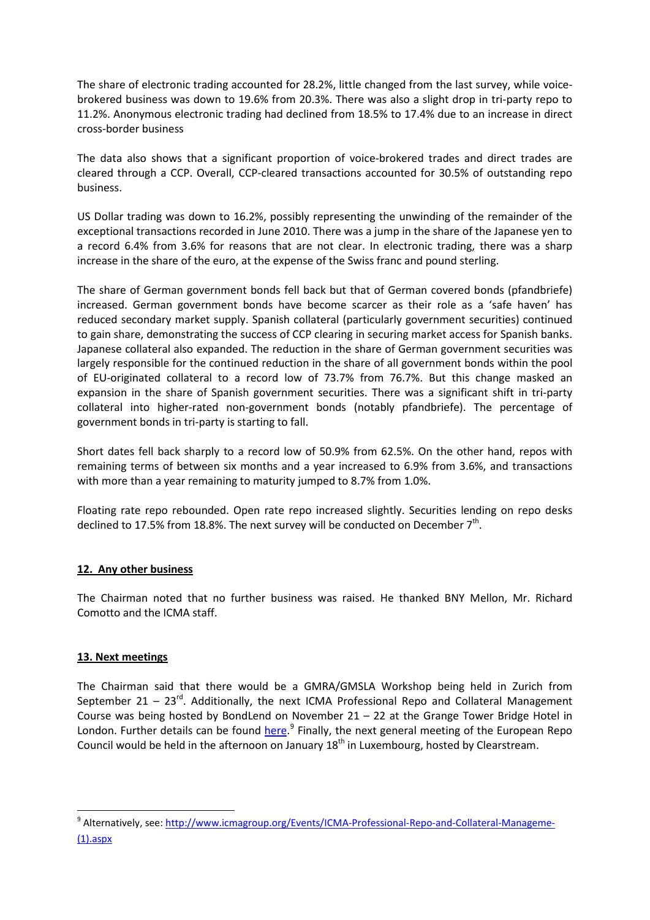The share of electronic trading accounted for 28.2%, little changed from the last survey, while voice-brokered business was down to 19.6% from 20.3%. There was also a slight drop in tri-party repo to 11.2%. Anonymous electronic trading had declined from 18.5% to 17.4% due to an increase in direct cross-border business

The data also shows that a significant proportion of voice-brokered trades and direct trades are cleared through a CCP. Overall, CCP-cleared transactions accounted for 30.5% of outstanding repo business.

US Dollar trading was down to 16.2%, possibly representing the unwinding of the remainder of the exceptional transactions recorded in June 2010. There was a jump in the share of the Japanese yen to a record 6.4% from 3.6% for reasons that are not clear. In electronic trading, there was a sharp increase in the share of the euro, at the expense of the Swiss franc and pound sterling.

The share of German government bonds fell back but that of German covered bonds (pfandbriefe) increased. German government bonds have become scarcer as their role as a 'safe haven' has reduced secondary market supply. Spanish collateral (particularly government securities) continued to gain share, demonstrating the success of CCP clearing in securing market access for Spanish banks. Japanese collateral also expanded. The reduction in the share of German government securities was largely responsible for the continued reduction in the share of all government bonds within the pool of EU-originated collateral to a record low of 73.7% from 76.7%. But this change masked an expansion in the share of Spanish government securities. There was a significant shift in tri-party collateral into higher-rated non-government bonds (notably pfandbriefe). The percentage of government bonds in tri-party is starting to fall.

Short dates fell back sharply to a record low of 50.9% from 62.5%. On the other hand, repos with remaining terms of between six months and a year increased to 6.9% from 3.6%, and transactions with more than a year remaining to maturity jumped to 8.7% from 1.0%.

Floating rate repo rebounded. Open rate repo increased slightly. Securities lending on repo desks declined to 17.5% from 18.8%. The next survey will be conducted on December 7th.

## 12. Any other business

The Chairman noted that no further business was raised. He thanked BNY Mellon, Mr. Richard Comotto and the ICMA staff.

## 13. Next meetings

The Chairman said that there would be a GMRA/GMSLA Workshop being held in Zurich from September 21 – 23rd. Additionally, the next ICMA Professional Repo and Collateral Management Course was being hosted by BondLend on November 21 – 22 at the Grange Tower Bridge Hotel in London. Further details can be found here.[9] Finally, the next general meeting of the European Repo Council would be held in the afternoon on January 18th in Luxembourg, hosted by Clearstream.

---

[9] Alternatively, see: http://www.icmagroup.org/Events/ICMA-Professional-Repo-and-Collateral-Manageme-(1).aspx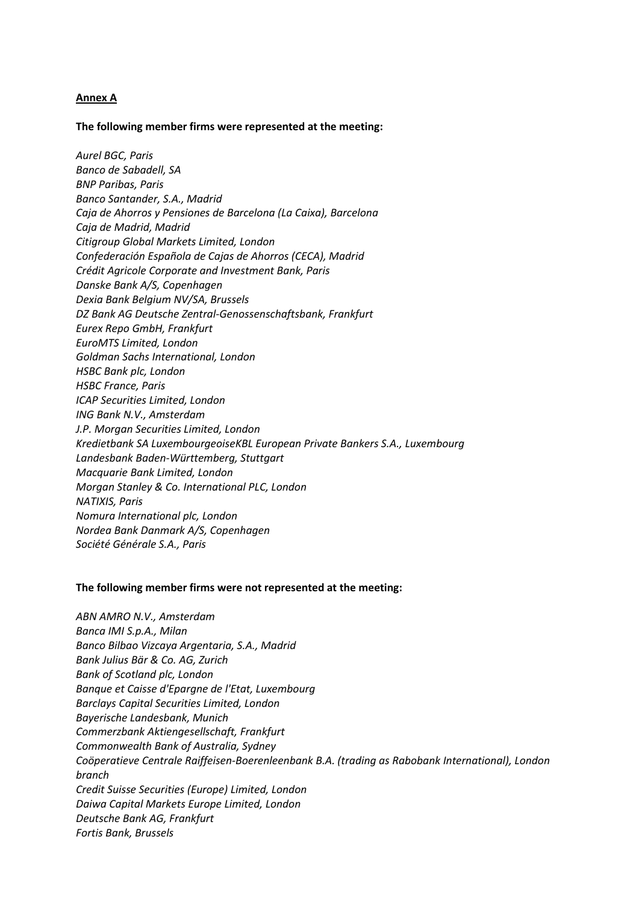**Annex A**

**The following member firms were represented at the meeting:**

*Aurel BGC, Paris*
*Banco de Sabadell, SA*
*BNP Paribas, Paris*
*Banco Santander, S.A., Madrid*
*Caja de Ahorros y Pensiones de Barcelona (La Caixa), Barcelona*
*Caja de Madrid, Madrid*
*Citigroup Global Markets Limited, London*
*Confederación Española de Cajas de Ahorros (CECA), Madrid*
*Crédit Agricole Corporate and Investment Bank, Paris*
*Danske Bank A/S, Copenhagen*
*Dexia Bank Belgium NV/SA, Brussels*
*DZ Bank AG Deutsche Zentral-Genossenschaftsbank, Frankfurt*
*Eurex Repo GmbH, Frankfurt*
*EuroMTS Limited, London*
*Goldman Sachs International, London*
*HSBC Bank plc, London*
*HSBC France, Paris*
*ICAP Securities Limited, London*
*ING Bank N.V., Amsterdam*
*J.P. Morgan Securities Limited, London*
*Kredietbank SA LuxembourgeoiseKBL European Private Bankers S.A., Luxembourg*
*Landesbank Baden-Württemberg, Stuttgart*
*Macquarie Bank Limited, London*
*Morgan Stanley & Co. International PLC, London*
*NATIXIS, Paris*
*Nomura International plc, London*
*Nordea Bank Danmark A/S, Copenhagen*
*Société Générale S.A., Paris*

**The following member firms were not represented at the meeting:**

*ABN AMRO N.V., Amsterdam*
*Banca IMI S.p.A., Milan*
*Banco Bilbao Vizcaya Argentaria, S.A., Madrid*
*Bank Julius Bär & Co. AG, Zurich*
*Bank of Scotland plc, London*
*Banque et Caisse d'Epargne de l'Etat, Luxembourg*
*Barclays Capital Securities Limited, London*
*Bayerische Landesbank, Munich*
*Commerzbank Aktiengesellschaft, Frankfurt*
*Commonwealth Bank of Australia, Sydney*
*Coöperatieve Centrale Raiffeisen-Boerenleenbank B.A. (trading as Rabobank International), London branch*
*Credit Suisse Securities (Europe) Limited, London*
*Daiwa Capital Markets Europe Limited, London*
*Deutsche Bank AG, Frankfurt*
*Fortis Bank, Brussels*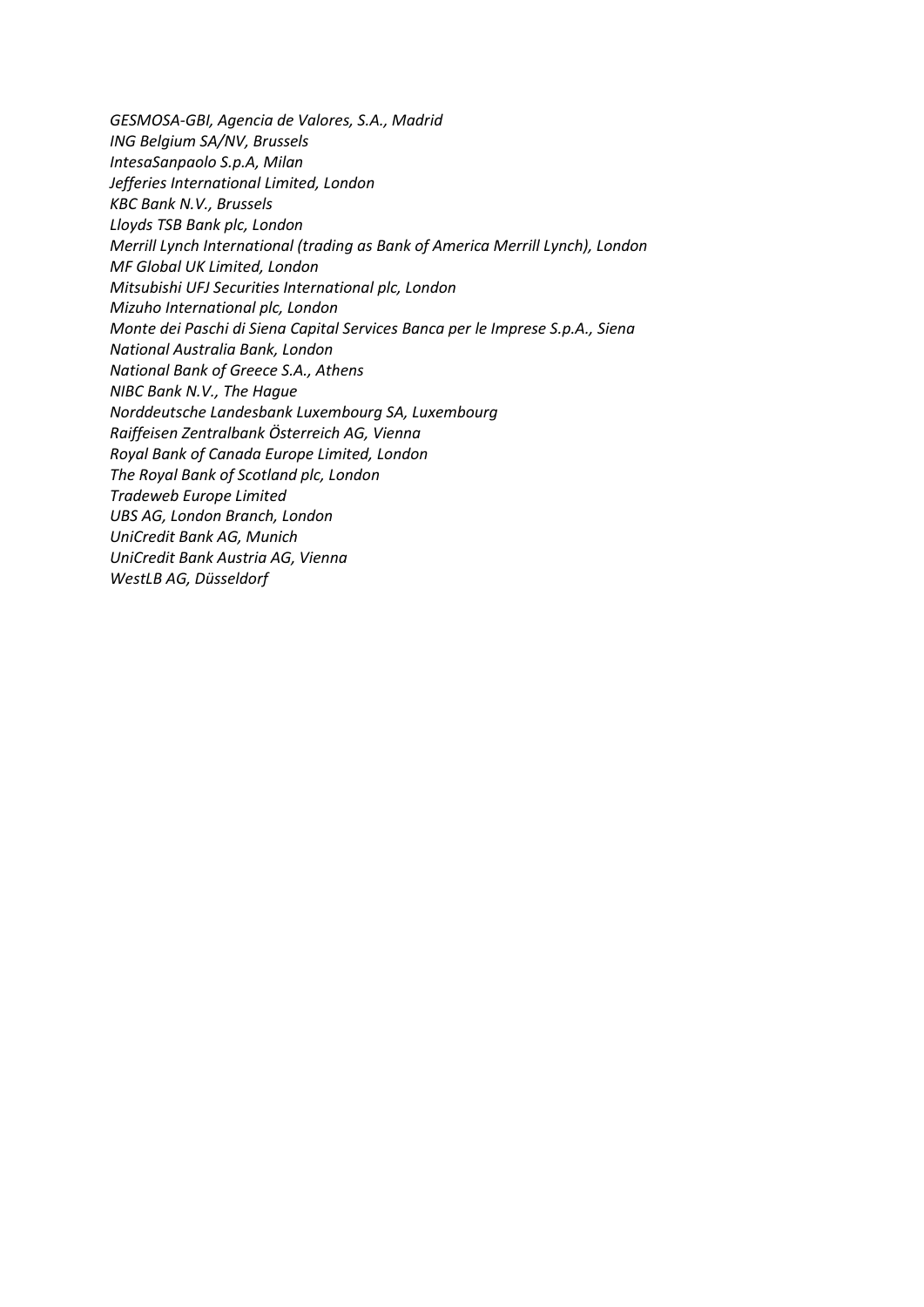*GESMOSA-GBI, Agencia de Valores, S.A., Madrid*
*ING Belgium SA/NV, Brussels*
*IntesaSanpaolo S.p.A, Milan*
*Jefferies International Limited, London*
*KBC Bank N.V., Brussels*
*Lloyds TSB Bank plc, London*
*Merrill Lynch International (trading as Bank of America Merrill Lynch), London*
*MF Global UK Limited, London*
*Mitsubishi UFJ Securities International plc, London*
*Mizuho International plc, London*
*Monte dei Paschi di Siena Capital Services Banca per le Imprese S.p.A., Siena*
*National Australia Bank, London*
*National Bank of Greece S.A., Athens*
*NIBC Bank N.V., The Hague*
*Norddeutsche Landesbank Luxembourg SA, Luxembourg*
*Raiffeisen Zentralbank Österreich AG, Vienna*
*Royal Bank of Canada Europe Limited, London*
*The Royal Bank of Scotland plc, London*
*Tradeweb Europe Limited*
*UBS AG, London Branch, London*
*UniCredit Bank AG, Munich*
*UniCredit Bank Austria AG, Vienna*
*WestLB AG, Düsseldorf*